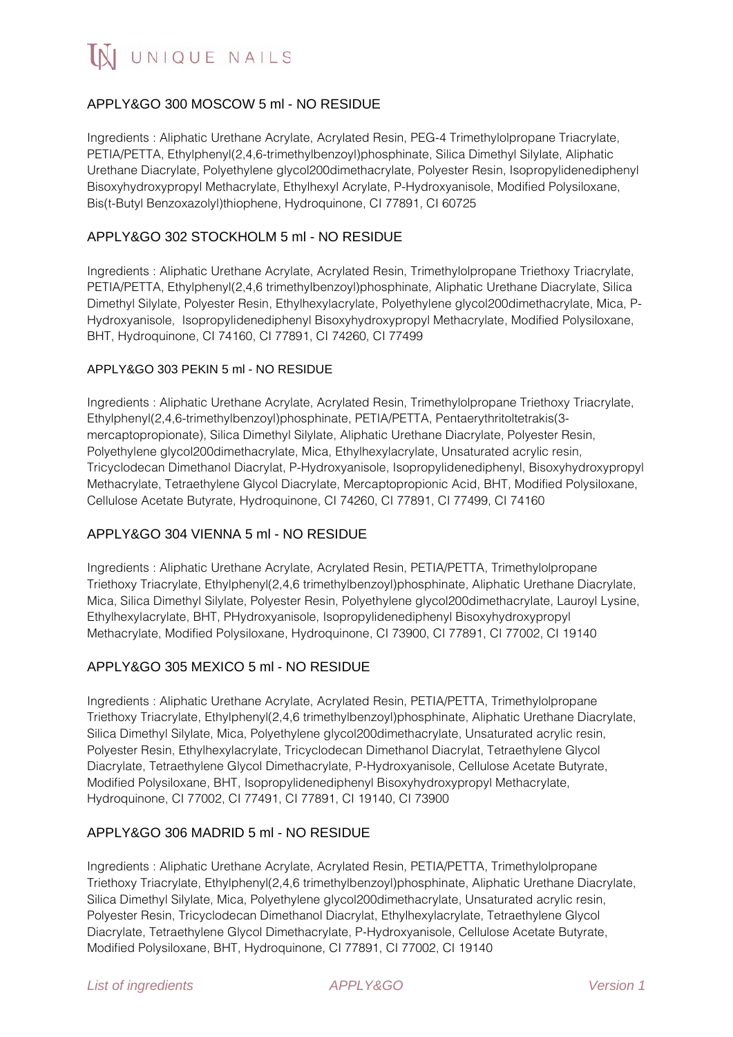## APPLY&GO 300 MOSCOW 5 ml - NO RESIDUE

Ingredients : Aliphatic Urethane Acrylate, Acrylated Resin, PEG-4 Trimethylolpropane Triacrylate, PETIA/PETTA, Ethylphenyl(2,4,6-trimethylbenzoyl)phosphinate, Silica Dimethyl Silylate, Aliphatic Urethane Diacrylate, Polyethylene glycol200dimethacrylate, Polyester Resin, Isopropylidenediphenyl Bisoxyhydroxypropyl Methacrylate, Ethylhexyl Acrylate, P-Hydroxyanisole, Modified Polysiloxane, Bis(t-Butyl Benzoxazolyl)thiophene, Hydroquinone, CI 77891, CI 60725

## APPLY&GO 302 STOCKHOLM 5 ml - NO RESIDUE

Ingredients : Aliphatic Urethane Acrylate, Acrylated Resin, Trimethylolpropane Triethoxy Triacrylate, PETIA/PETTA, Ethylphenyl(2,4,6 trimethylbenzoyl)phosphinate, Aliphatic Urethane Diacrylate, Silica Dimethyl Silylate, Polyester Resin, Ethylhexylacrylate, Polyethylene glycol200dimethacrylate, Mica, P-Hydroxyanisole, Isopropylidenediphenyl Bisoxyhydroxypropyl Methacrylate, Modified Polysiloxane, BHT, Hydroquinone, CI 74160, CI 77891, CI 74260, CI 77499

## APPLY&GO 303 PEKIN 5 ml - NO RESIDUE

Ingredients : Aliphatic Urethane Acrylate, Acrylated Resin, Trimethylolpropane Triethoxy Triacrylate, Ethylphenyl(2,4,6-trimethylbenzoyl)phosphinate, PETIA/PETTA, Pentaerythritoltetrakis(3-mercaptopropionate), Silica Dimethyl Silylate, Aliphatic Urethane Diacrylate, Polyester Resin, Polyethylene glycol200dimethacrylate, Mica, Ethylhexylacrylate, Unsaturated acrylic resin, Tricyclodecan Dimethanol Diacrylat, P-Hydroxyanisole, Isopropylidenediphenyl, Bisoxyhydroxypropyl Methacrylate, Tetraethylene Glycol Diacrylate, Mercaptopropionic Acid, BHT, Modified Polysiloxane, Cellulose Acetate Butyrate, Hydroquinone, CI 74260, CI 77891, CI 77499, CI 74160

## APPLY&GO 304 VIENNA 5 ml - NO RESIDUE

Ingredients : Aliphatic Urethane Acrylate, Acrylated Resin, PETIA/PETTA, Trimethylolpropane Triethoxy Triacrylate, Ethylphenyl(2,4,6 trimethylbenzoyl)phosphinate, Aliphatic Urethane Diacrylate, Mica, Silica Dimethyl Silylate, Polyester Resin, Polyethylene glycol200dimethacrylate, Lauroyl Lysine, Ethylhexylacrylate, BHT, PHydroxyanisole, Isopropylidenediphenyl Bisoxyhydroxypropyl Methacrylate, Modified Polysiloxane, Hydroquinone, CI 73900, CI 77891, CI 77002, CI 19140

## APPLY&GO 305 MEXICO 5 ml - NO RESIDUE

Ingredients : Aliphatic Urethane Acrylate, Acrylated Resin, PETIA/PETTA, Trimethylolpropane Triethoxy Triacrylate, Ethylphenyl(2,4,6 trimethylbenzoyl)phosphinate, Aliphatic Urethane Diacrylate, Silica Dimethyl Silylate, Mica, Polyethylene glycol200dimethacrylate, Unsaturated acrylic resin, Polyester Resin, Ethylhexylacrylate, Tricyclodecan Dimethanol Diacrylat, Tetraethylene Glycol Diacrylate, Tetraethylene Glycol Dimethacrylate, P-Hydroxyanisole, Cellulose Acetate Butyrate, Modified Polysiloxane, BHT, Isopropylidenediphenyl Bisoxyhydroxypropyl Methacrylate, Hydroquinone, CI 77002, CI 77491, CI 77891, CI 19140, CI 73900

## APPLY&GO 306 MADRID 5 ml - NO RESIDUE

Ingredients : Aliphatic Urethane Acrylate, Acrylated Resin, PETIA/PETTA, Trimethylolpropane Triethoxy Triacrylate, Ethylphenyl(2,4,6 trimethylbenzoyl)phosphinate, Aliphatic Urethane Diacrylate, Silica Dimethyl Silylate, Mica, Polyethylene glycol200dimethacrylate, Unsaturated acrylic resin, Polyester Resin, Tricyclodecan Dimethanol Diacrylat, Ethylhexylacrylate, Tetraethylene Glycol Diacrylate, Tetraethylene Glycol Dimethacrylate, P-Hydroxyanisole, Cellulose Acetate Butyrate, Modified Polysiloxane, BHT, Hydroquinone, CI 77891, CI 77002, CI 19140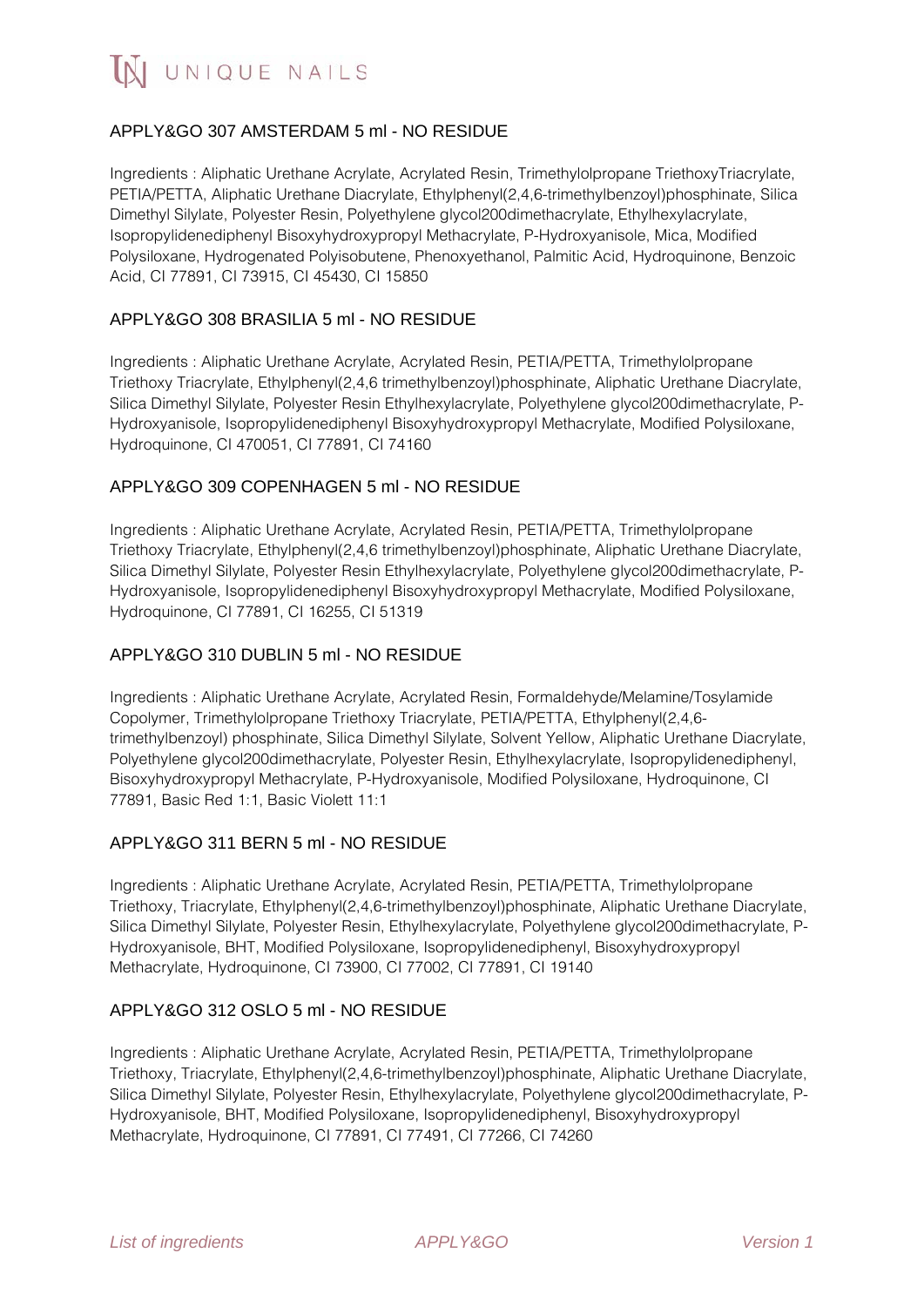## APPLY&GO 307 AMSTERDAM 5 ml - NO RESIDUE

Ingredients : Aliphatic Urethane Acrylate, Acrylated Resin, Trimethylolpropane TriethoxyTriacrylate, PETIA/PETTA, Aliphatic Urethane Diacrylate, Ethylphenyl(2,4,6-trimethylbenzoyl)phosphinate, Silica Dimethyl Silylate, Polyester Resin, Polyethylene glycol200dimethacrylate, Ethylhexylacrylate, Isopropylidenediphenyl Bisoxyhydroxypropyl Methacrylate, P-Hydroxyanisole, Mica, Modified Polysiloxane, Hydrogenated Polyisobutene, Phenoxyethanol, Palmitic Acid, Hydroquinone, Benzoic Acid, CI 77891, CI 73915, CI 45430, CI 15850

## APPLY&GO 308 BRASILIA 5 ml - NO RESIDUE

Ingredients : Aliphatic Urethane Acrylate, Acrylated Resin, PETIA/PETTA, Trimethylolpropane Triethoxy Triacrylate, Ethylphenyl(2,4,6 trimethylbenzoyl)phosphinate, Aliphatic Urethane Diacrylate, Silica Dimethyl Silylate, Polyester Resin Ethylhexylacrylate, Polyethylene glycol200dimethacrylate, P-Hydroxyanisole, Isopropylidenediphenyl Bisoxyhydroxypropyl Methacrylate, Modified Polysiloxane, Hydroquinone, CI 470051, CI 77891, CI 74160

## APPLY&GO 309 COPENHAGEN 5 ml - NO RESIDUE

Ingredients : Aliphatic Urethane Acrylate, Acrylated Resin, PETIA/PETTA, Trimethylolpropane Triethoxy Triacrylate, Ethylphenyl(2,4,6 trimethylbenzoyl)phosphinate, Aliphatic Urethane Diacrylate, Silica Dimethyl Silylate, Polyester Resin Ethylhexylacrylate, Polyethylene glycol200dimethacrylate, P-Hydroxyanisole, Isopropylidenediphenyl Bisoxyhydroxypropyl Methacrylate, Modified Polysiloxane, Hydroquinone, CI 77891, CI 16255, CI 51319

## APPLY&GO 310 DUBLIN 5 ml - NO RESIDUE

Ingredients : Aliphatic Urethane Acrylate, Acrylated Resin, Formaldehyde/Melamine/Tosylamide Copolymer, Trimethylolpropane Triethoxy Triacrylate, PETIA/PETTA, Ethylphenyl(2,4,6-trimethylbenzoyl) phosphinate, Silica Dimethyl Silylate, Solvent Yellow, Aliphatic Urethane Diacrylate, Polyethylene glycol200dimethacrylate, Polyester Resin, Ethylhexylacrylate, Isopropylidenediphenyl, Bisoxyhydroxypropyl Methacrylate, P-Hydroxyanisole, Modified Polysiloxane, Hydroquinone, CI 77891, Basic Red 1:1, Basic Violett 11:1

## APPLY&GO 311 BERN 5 ml - NO RESIDUE

Ingredients : Aliphatic Urethane Acrylate, Acrylated Resin, PETIA/PETTA, Trimethylolpropane Triethoxy, Triacrylate, Ethylphenyl(2,4,6-trimethylbenzoyl)phosphinate, Aliphatic Urethane Diacrylate, Silica Dimethyl Silylate, Polyester Resin, Ethylhexylacrylate, Polyethylene glycol200dimethacrylate, P-Hydroxyanisole, BHT, Modified Polysiloxane, Isopropylidenediphenyl, Bisoxyhydroxypropyl Methacrylate, Hydroquinone, CI 73900, CI 77002, CI 77891, CI 19140

## APPLY&GO 312 OSLO 5 ml - NO RESIDUE

Ingredients : Aliphatic Urethane Acrylate, Acrylated Resin, PETIA/PETTA, Trimethylolpropane Triethoxy, Triacrylate, Ethylphenyl(2,4,6-trimethylbenzoyl)phosphinate, Aliphatic Urethane Diacrylate, Silica Dimethyl Silylate, Polyester Resin, Ethylhexylacrylate, Polyethylene glycol200dimethacrylate, P-Hydroxyanisole, BHT, Modified Polysiloxane, Isopropylidenediphenyl, Bisoxyhydroxypropyl Methacrylate, Hydroquinone, CI 77891, CI 77491, CI 77266, CI 74260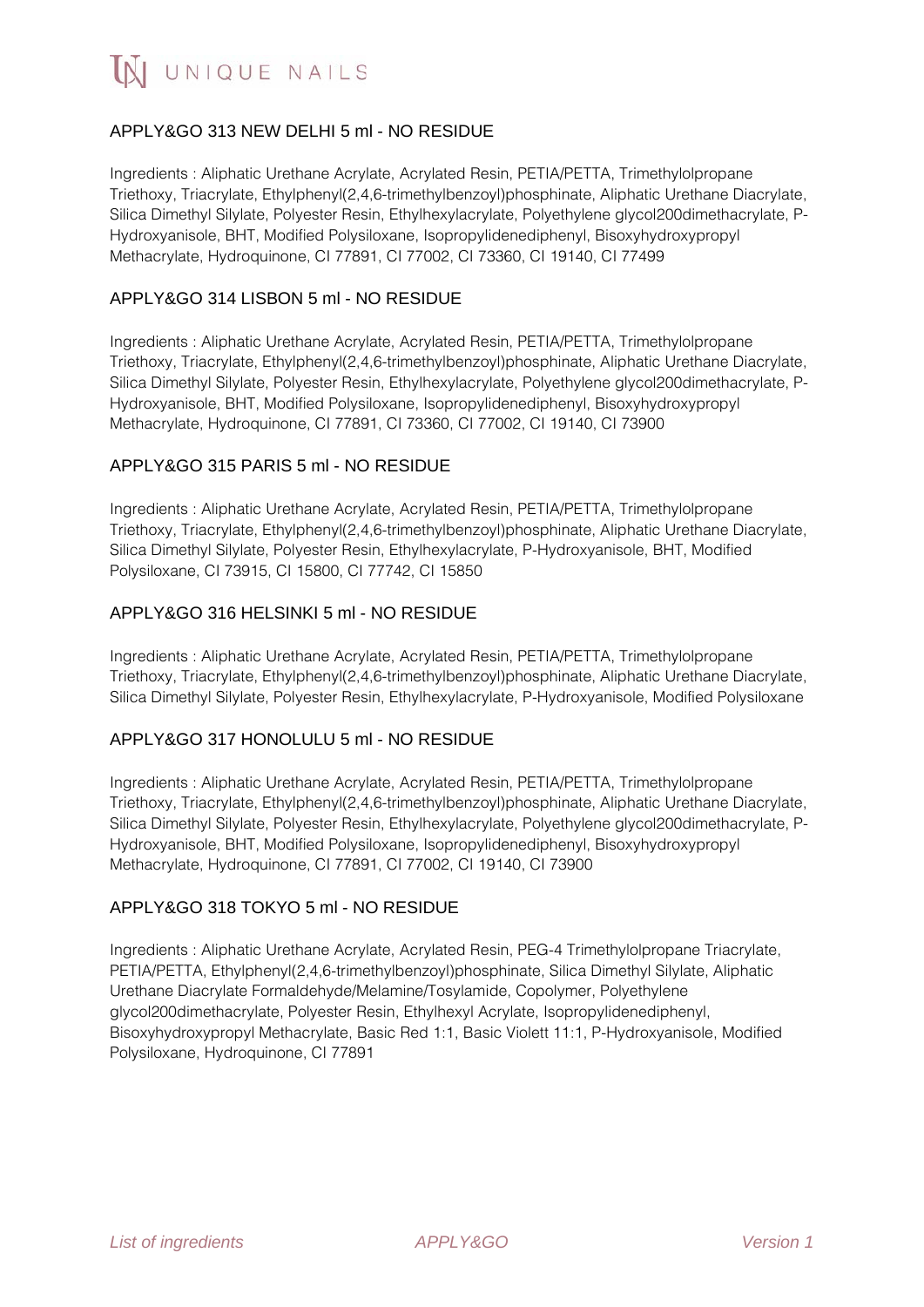## APPLY&GO 313 NEW DELHI 5 ml - NO RESIDUE

Ingredients : Aliphatic Urethane Acrylate, Acrylated Resin, PETIA/PETTA, Trimethylolpropane Triethoxy, Triacrylate, Ethylphenyl(2,4,6-trimethylbenzoyl)phosphinate, Aliphatic Urethane Diacrylate, Silica Dimethyl Silylate, Polyester Resin, Ethylhexylacrylate, Polyethylene glycol200dimethacrylate, P-Hydroxyanisole, BHT, Modified Polysiloxane, Isopropylidenediphenyl, Bisoxyhydroxypropyl Methacrylate, Hydroquinone, CI 77891, CI 77002, CI 73360, CI 19140, CI 77499

## APPLY&GO 314 LISBON 5 ml - NO RESIDUE

Ingredients : Aliphatic Urethane Acrylate, Acrylated Resin, PETIA/PETTA, Trimethylolpropane Triethoxy, Triacrylate, Ethylphenyl(2,4,6-trimethylbenzoyl)phosphinate, Aliphatic Urethane Diacrylate, Silica Dimethyl Silylate, Polyester Resin, Ethylhexylacrylate, Polyethylene glycol200dimethacrylate, P-Hydroxyanisole, BHT, Modified Polysiloxane, Isopropylidenediphenyl, Bisoxyhydroxypropyl Methacrylate, Hydroquinone, CI 77891, CI 73360, CI 77002, CI 19140, CI 73900

## APPLY&GO 315 PARIS 5 ml - NO RESIDUE

Ingredients : Aliphatic Urethane Acrylate, Acrylated Resin, PETIA/PETTA, Trimethylolpropane Triethoxy, Triacrylate, Ethylphenyl(2,4,6-trimethylbenzoyl)phosphinate, Aliphatic Urethane Diacrylate, Silica Dimethyl Silylate, Polyester Resin, Ethylhexylacrylate, P-Hydroxyanisole, BHT, Modified Polysiloxane, CI 73915, CI 15800, CI 77742, CI 15850

## APPLY&GO 316 HELSINKI 5 ml - NO RESIDUE

Ingredients : Aliphatic Urethane Acrylate, Acrylated Resin, PETIA/PETTA, Trimethylolpropane Triethoxy, Triacrylate, Ethylphenyl(2,4,6-trimethylbenzoyl)phosphinate, Aliphatic Urethane Diacrylate, Silica Dimethyl Silylate, Polyester Resin, Ethylhexylacrylate, P-Hydroxyanisole, Modified Polysiloxane

## APPLY&GO 317 HONOLULU 5 ml - NO RESIDUE

Ingredients : Aliphatic Urethane Acrylate, Acrylated Resin, PETIA/PETTA, Trimethylolpropane Triethoxy, Triacrylate, Ethylphenyl(2,4,6-trimethylbenzoyl)phosphinate, Aliphatic Urethane Diacrylate, Silica Dimethyl Silylate, Polyester Resin, Ethylhexylacrylate, Polyethylene glycol200dimethacrylate, P-Hydroxyanisole, BHT, Modified Polysiloxane, Isopropylidenediphenyl, Bisoxyhydroxypropyl Methacrylate, Hydroquinone, CI 77891, CI 77002, CI 19140, CI 73900

## APPLY&GO 318 TOKYO 5 ml - NO RESIDUE

Ingredients : Aliphatic Urethane Acrylate, Acrylated Resin, PEG-4 Trimethylolpropane Triacrylate, PETIA/PETTA, Ethylphenyl(2,4,6-trimethylbenzoyl)phosphinate, Silica Dimethyl Silylate, Aliphatic Urethane Diacrylate Formaldehyde/Melamine/Tosylamide, Copolymer, Polyethylene glycol200dimethacrylate, Polyester Resin, Ethylhexyl Acrylate, Isopropylidenediphenyl, Bisoxyhydroxypropyl Methacrylate, Basic Red 1:1, Basic Violett 11:1, P-Hydroxyanisole, Modified Polysiloxane, Hydroquinone, CI 77891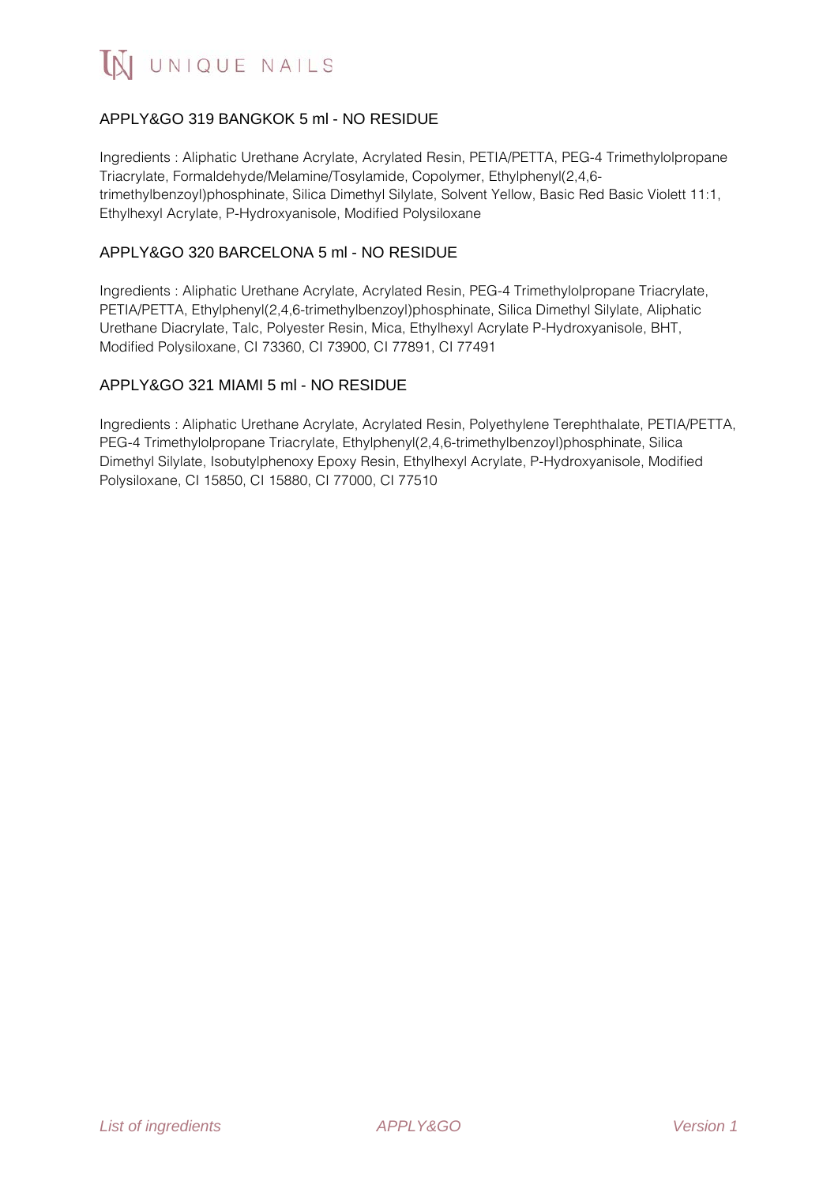## APPLY&GO 319 BANGKOK 5 ml - NO RESIDUE

Ingredients : Aliphatic Urethane Acrylate, Acrylated Resin, PETIA/PETTA, PEG-4 Trimethylolpropane Triacrylate, Formaldehyde/Melamine/Tosylamide, Copolymer, Ethylphenyl(2,4,6-trimethylbenzoyl)phosphinate, Silica Dimethyl Silylate, Solvent Yellow, Basic Red Basic Violett 11:1, Ethylhexyl Acrylate, P-Hydroxyanisole, Modified Polysiloxane

## APPLY&GO 320 BARCELONA 5 ml - NO RESIDUE

Ingredients : Aliphatic Urethane Acrylate, Acrylated Resin, PEG-4 Trimethylolpropane Triacrylate, PETIA/PETTA, Ethylphenyl(2,4,6-trimethylbenzoyl)phosphinate, Silica Dimethyl Silylate, Aliphatic Urethane Diacrylate, Talc, Polyester Resin, Mica, Ethylhexyl Acrylate P-Hydroxyanisole, BHT, Modified Polysiloxane, CI 73360, CI 73900, CI 77891, CI 77491

## APPLY&GO 321 MIAMI 5 ml - NO RESIDUE

Ingredients : Aliphatic Urethane Acrylate, Acrylated Resin, Polyethylene Terephthalate, PETIA/PETTA, PEG-4 Trimethylolpropane Triacrylate, Ethylphenyl(2,4,6-trimethylbenzoyl)phosphinate, Silica Dimethyl Silylate, Isobutylphenoxy Epoxy Resin, Ethylhexyl Acrylate, P-Hydroxyanisole, Modified Polysiloxane, CI 15850, CI 15880, CI 77000, CI 77510